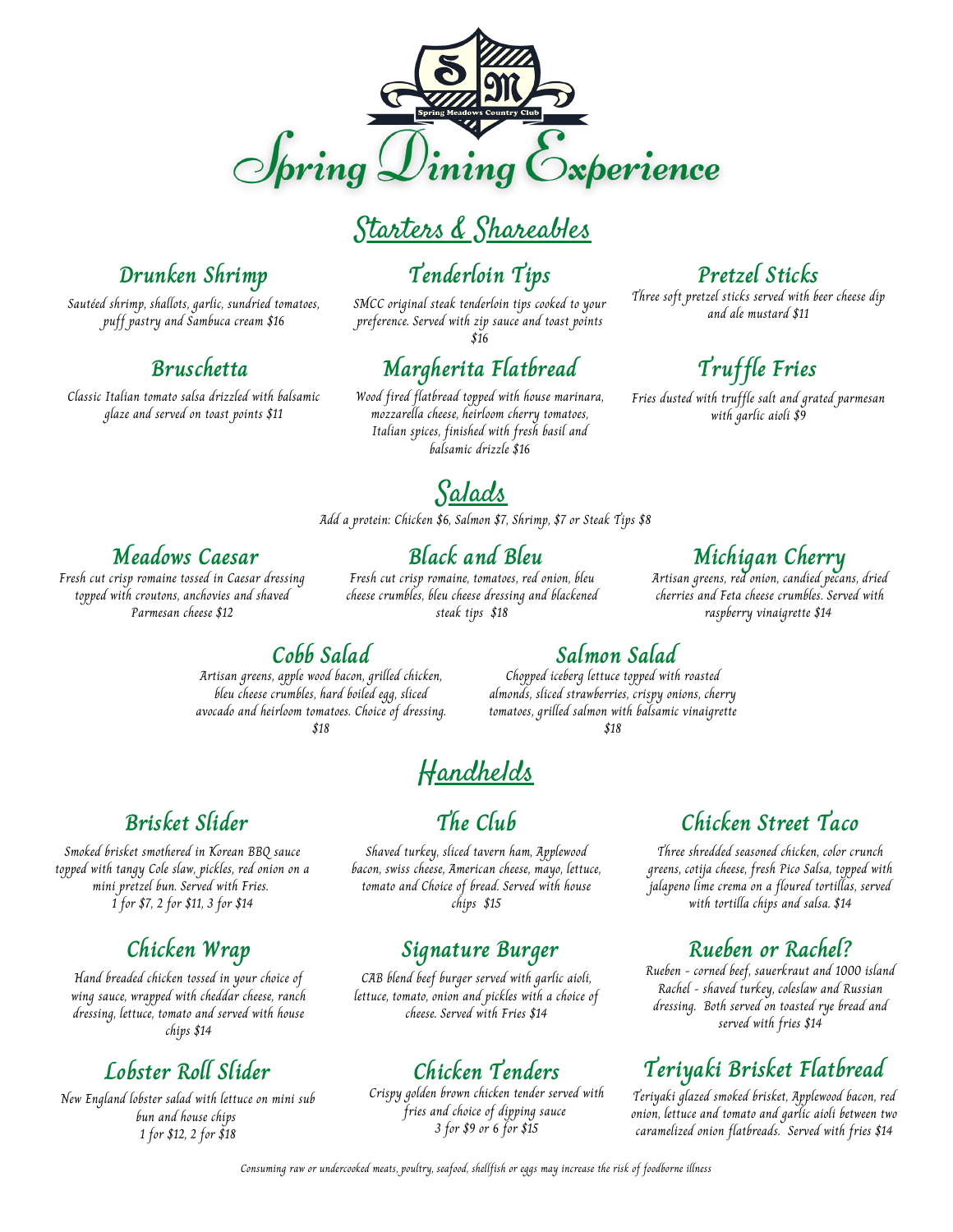Spring Meadows Country Club

# Spring Dining Experience

## Starters & Shareables

### Drunken Shrimp

Sautéed shrimp, shallots, garlic, sundried tomatoes, puff pastry and Sambuca cream $16

### Tenderloin Tips

SMCC original steak tenderloin tips cooked to your preference. Served with zip sauce and toast points $16

### Pretzel Sticks

Three soft pretzel sticks served with beer cheese dip and ale mustard $11

### Bruschetta

Classic Italian tomato salsa drizzled with balsamic glaze and served on toast points $11

### Margherita Flatbread

Wood fired flatbread topped with house marinara, mozzarella cheese, heirloom cherry tomatoes, Italian spices, finished with fresh basil and balsamic drizzle $16

### Truffle Fries

Fries dusted with truffle salt and grated parmesan with garlic aioli $9

## Salads

Add a protein: Chicken $6, Salmon $7, Shrimp, $7 or Steak Tips $8

### Meadows Caesar

Fresh cut crisp romaine tossed in Caesar dressing topped with croutons, anchovies and shaved Parmesan cheese $12

### Black and Bleu

Fresh cut crisp romaine, tomatoes, red onion, bleu cheese crumbles, bleu cheese dressing and blackened steak tips $18

### Michigan Cherry

Artisan greens, red onion, candied pecans, dried cherries and Feta cheese crumbles. Served with raspberry vinaigrette $14

### Cobb Salad

Artisan greens, apple wood bacon, grilled chicken, bleu cheese crumbles, hard boiled egg, sliced avocado and heirloom tomatoes. Choice of dressing. $18

### Salmon Salad

Chopped iceberg lettuce topped with roasted almonds, sliced strawberries, crispy onions, cherry tomatoes, grilled salmon with balsamic vinaigrette $18

## Handhelds

### Brisket Slider

Smoked brisket smothered in Korean BBQ sauce topped with tangy Cole slaw, pickles, red onion on a mini pretzel bun. Served with Fries.
1 for $7, 2 for $11, 3 for $14

### The Club

Shaved turkey, sliced tavern ham, Applewood bacon, swiss cheese, American cheese, mayo, lettuce, tomato and Choice of bread. Served with house chips $15

### Chicken Street Taco

Three shredded seasoned chicken, color crunch greens, cotija cheese, fresh Pico Salsa, topped with jalapeno lime crema on a floured tortillas, served with tortilla chips and salsa. $14

### Chicken Wrap

Hand breaded chicken tossed in your choice of wing sauce, wrapped with cheddar cheese, ranch dressing, lettuce, tomato and served with house chips $14

### Signature Burger

CAB blend beef burger served with garlic aioli, lettuce, tomato, onion and pickles with a choice of cheese. Served with Fries $14

### Rueben or Rachel?

Rueben - corned beef, sauerkraut and 1000 island
Rachel - shaved turkey, coleslaw and Russian dressing. Both served on toasted rye bread and served with fries $14

### Lobster Roll Slider

New England lobster salad with lettuce on mini sub bun and house chips
1 for $12, 2 for $18

### Chicken Tenders

Crispy golden brown chicken tender served with fries and choice of dipping sauce
3 for $9 or 6 for $15

### Teriyaki Brisket Flatbread

Teriyaki glazed smoked brisket, Applewood bacon, red onion, lettuce and tomato and garlic aioli between two caramelized onion flatbreads. Served with fries $14

*Consuming raw or undercooked meats, poultry, seafood, shellfish or eggs may increase the risk of foodborne illness*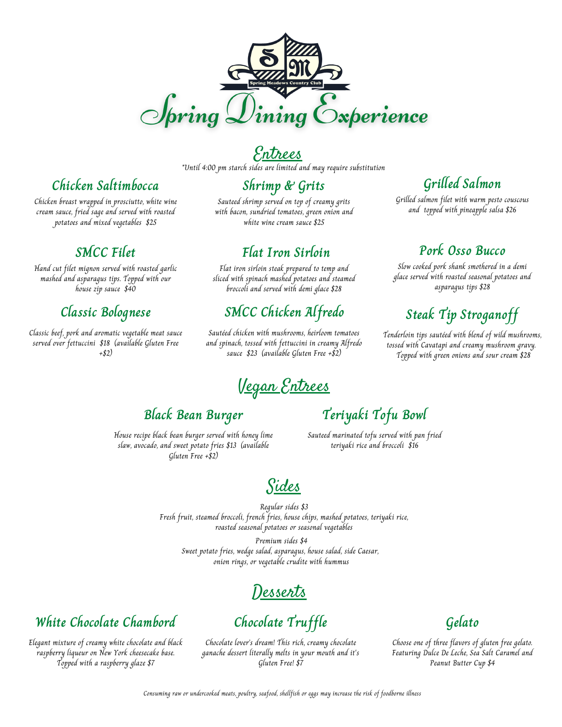Spring Meadows Country Club

# Spring Dining Experience

## Entrees

*\*Until 4:00 pm starch sides are limited and may require substitution*

### Chicken Saltimbocca

Chicken breast wrapped in prosciutto, white wine cream sauce, fried sage and served with roasted potatoes and mixed vegetables $25

### Shrimp & Grits

Sauteed shrimp served on top of creamy grits with bacon, sundried tomatoes, green onion and white wine cream sauce $25

### Grilled Salmon

Grilled salmon filet with warm pesto couscous and topped with pineapple salsa $26

### SMCC Filet

Hand cut filet mignon served with roasted garlic mashed and asparagus tips. Topped with our house zip sauce $40

### Flat Iron Sirloin

Flat iron sirloin steak prepared to temp and sliced with spinach mashed potatoes and steamed broccoli and served with demi glace $28

### Pork Osso Bucco

Slow cooked pork shank smothered in a demi glace served with roasted seasonal potatoes and asparagus tips $28

### Classic Bolognese

Classic beef, pork and aromatic vegetable meat sauce served over fettuccini $18 (available Gluten Free +$2)

### SMCC Chicken Alfredo

Sautéed chicken with mushrooms, heirloom tomatoes and spinach, tossed with fettuccini in creamy Alfredo sauce $23 (available Gluten Free +$2)

### Steak Tip Stroganoff

Tenderloin tips sautéed with blend of wild mushrooms, tossed with Cavatapi and creamy mushroom gravy. Topped with green onions and sour cream $28

## Vegan Entrees

### Black Bean Burger

House recipe black bean burger served with honey lime slaw, avocado, and sweet potato fries $13 (available Gluten Free +$2)

### Teriyaki Tofu Bowl

Sauteed marinated tofu served with pan fried teriyaki rice and broccoli $16

## Sides

Regular sides $3
Fresh fruit, steamed broccoli, french fries, house chips, mashed potatoes, teriyaki rice, roasted seasonal potatoes or seasonal vegetables

Premium sides $4
Sweet potato fries, wedge salad, asparagus, house salad, side Caesar, onion rings, or vegetable crudite with hummus

## Desserts

### White Chocolate Chambord

Elegant mixture of creamy white chocolate and black raspberry liqueur on New York cheesecake base. Topped with a raspberry glaze $7

### Chocolate Truffle

Chocolate lover's dream! This rich, creamy chocolate ganache dessert literally melts in your mouth and it's Gluten Free! $7

### Gelato

Choose one of three flavors of gluten free gelato. Featuring Dulce De Leche, Sea Salt Caramel and Peanut Butter Cup $4

*Consuming raw or undercooked meats, poultry, seafood, shellfish or eggs may increase the risk of foodborne illness*